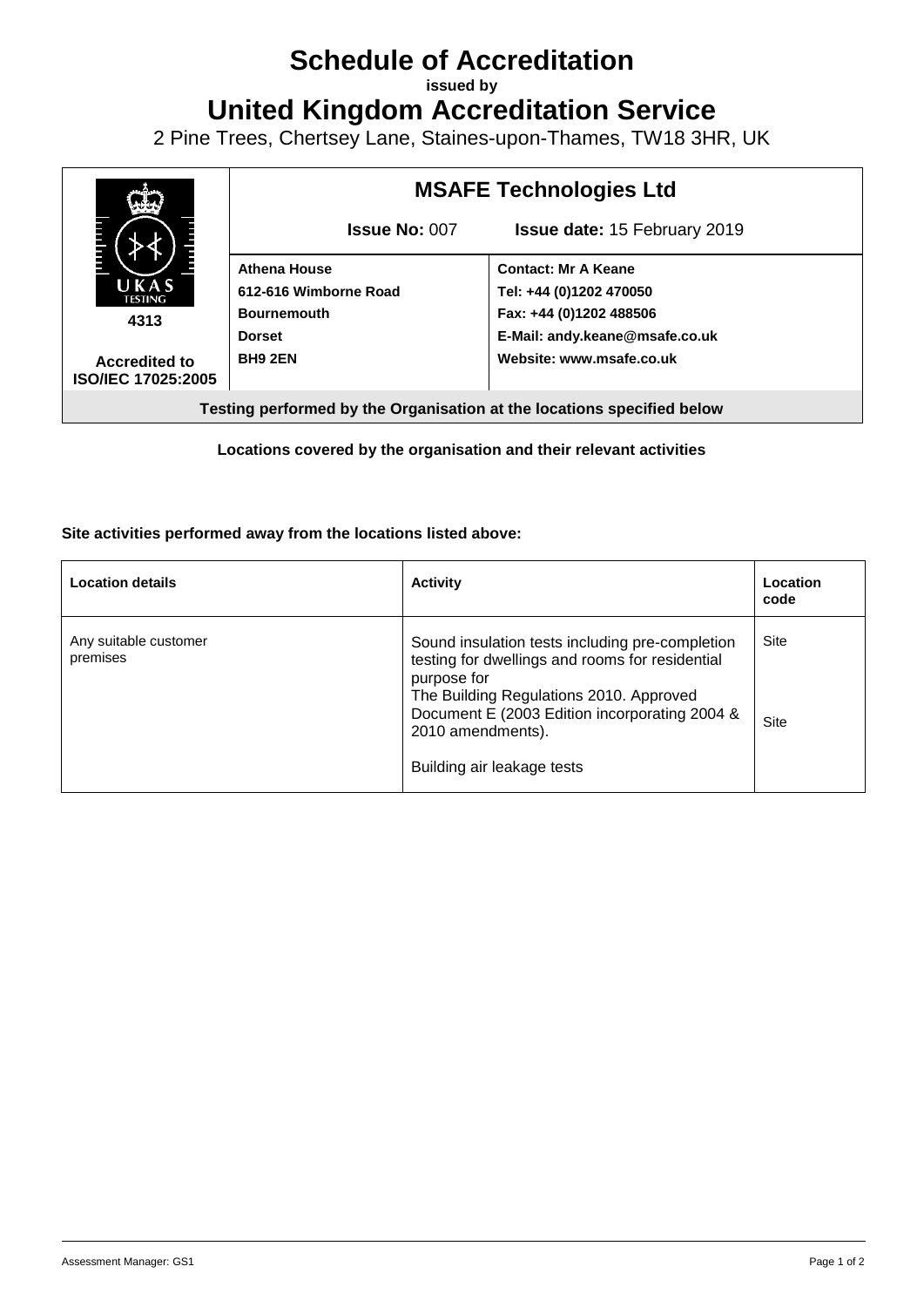# Schedule of Accreditation

**issued by**

# United Kingdom Accreditation Service

2 Pine Trees, Chertsey Lane, Staines-upon-Thames, TW18 3HR, UK

| UKAS TESTING 4313 Accredited to ISO/IEC 17025:2005 | **MSAFE Technologies Ltd** | |
|---|---|---|
| | **Issue No:** 007 | **Issue date:** 15 February 2019 |
| | **Athena House**<br>**612-616 Wimborne Road**<br>**Bournemouth**<br>**Dorset**<br>**BH9 2EN** | **Contact: Mr A Keane**<br>**Tel: +44 (0)1202 470050**<br>**Fax: +44 (0)1202 488506**<br>**E-Mail: andy.keane@msafe.co.uk**<br>**Website: www.msafe.co.uk** |

**Testing performed by the Organisation at the locations specified below**

**Locations covered by the organisation and their relevant activities**

**Site activities performed away from the locations listed above:**

| **Location details** | **Activity** | **Location code** |
|---|---|---|
| Any suitable customer premises | Sound insulation tests including pre-completion testing for dwellings and rooms for residential purpose for The Building Regulations 2010. Approved Document E (2003 Edition incorporating 2004 & 2010 amendments). | Site |
| | Building air leakage tests | Site |

Assessment Manager: GS1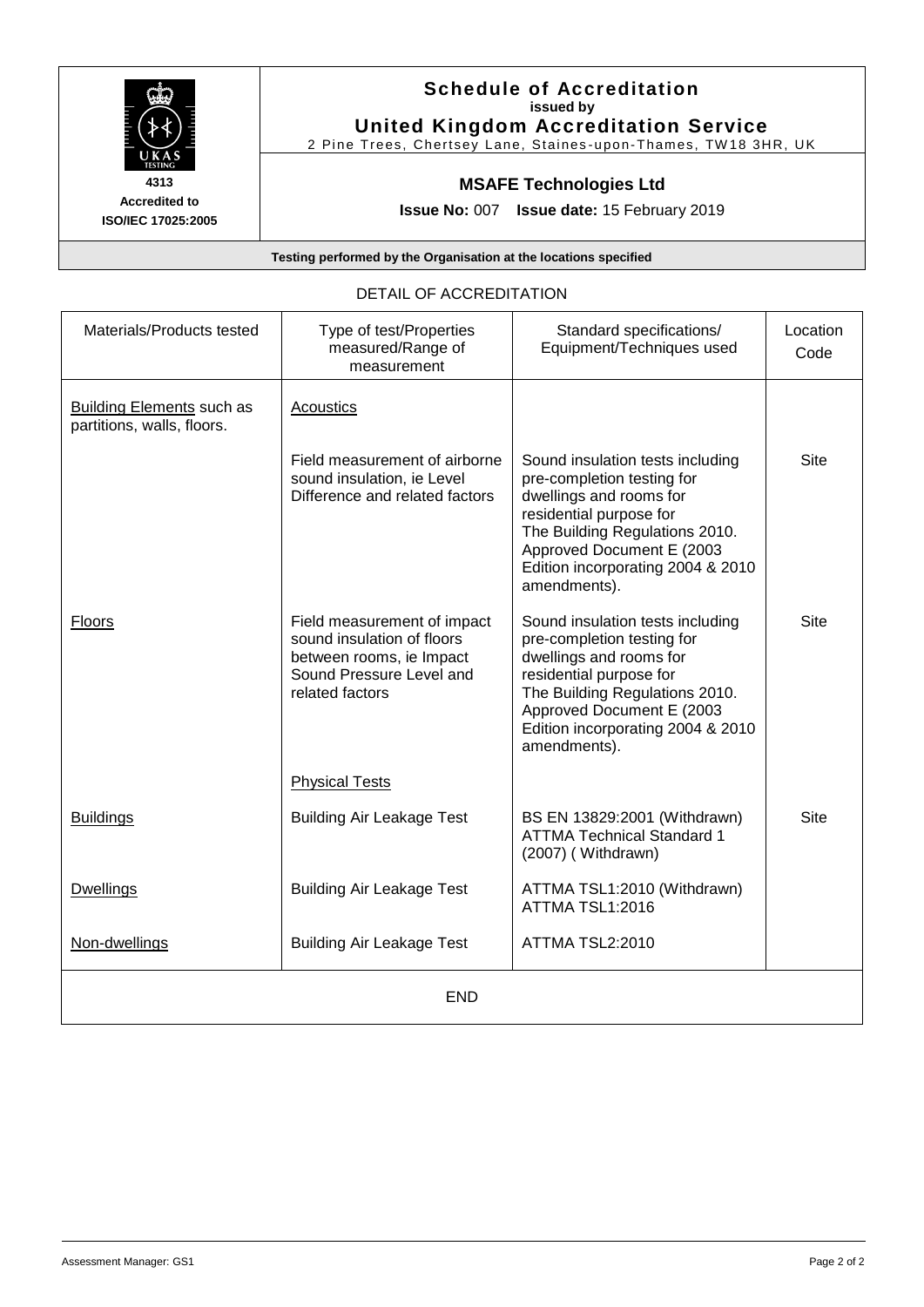4313
Accredited to
ISO/IEC 17025:2005

# Schedule of Accreditation
**issued by**
**United Kingdom Accreditation Service**
2 Pine Trees, Chertsey Lane, Staines-upon-Thames, TW18 3HR, UK

## MSAFE Technologies Ltd

**Issue No:** 007 **Issue date:** 15 February 2019

**Testing performed by the Organisation at the locations specified**

DETAIL OF ACCREDITATION

| Materials/Products tested | Type of test/Properties measured/Range of measurement | Standard specifications/ Equipment/Techniques used | Location Code |
|---|---|---|---|
| Building Elements such as partitions, walls, floors. | Acoustics | | |
| | Field measurement of airborne sound insulation, ie Level Difference and related factors | Sound insulation tests including pre-completion testing for dwellings and rooms for residential purpose for The Building Regulations 2010. Approved Document E (2003 Edition incorporating 2004 & 2010 amendments). | Site |
| Floors | Field measurement of impact sound insulation of floors between rooms, ie Impact Sound Pressure Level and related factors | Sound insulation tests including pre-completion testing for dwellings and rooms for residential purpose for The Building Regulations 2010. Approved Document E (2003 Edition incorporating 2004 & 2010 amendments). | Site |
| | Physical Tests | | |
| Buildings | Building Air Leakage Test | BS EN 13829:2001 (Withdrawn) ATTMA Technical Standard 1 (2007) ( Withdrawn) | Site |
| Dwellings | Building Air Leakage Test | ATTMA TSL1:2010 (Withdrawn) ATTMA TSL1:2016 | |
| Non-dwellings | Building Air Leakage Test | ATTMA TSL2:2010 | |

END

Assessment Manager: GS1